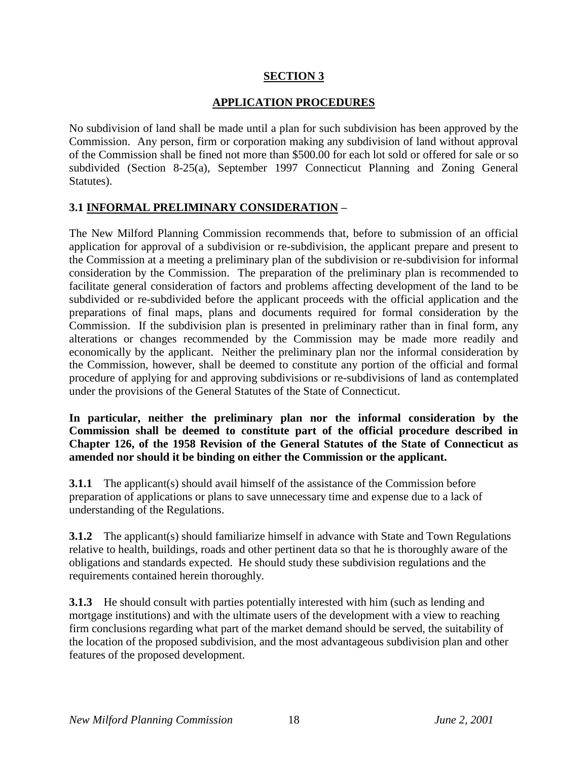# SECTION 3

## APPLICATION PROCEDURES

No subdivision of land shall be made until a plan for such subdivision has been approved by the Commission. Any person, firm or corporation making any subdivision of land without approval of the Commission shall be fined not more than $500.00 for each lot sold or offered for sale or so subdivided (Section 8-25(a), September 1997 Connecticut Planning and Zoning General Statutes).

### 3.1 INFORMAL PRELIMINARY CONSIDERATION –

The New Milford Planning Commission recommends that, before to submission of an official application for approval of a subdivision or re-subdivision, the applicant prepare and present to the Commission at a meeting a preliminary plan of the subdivision or re-subdivision for informal consideration by the Commission. The preparation of the preliminary plan is recommended to facilitate general consideration of factors and problems affecting development of the land to be subdivided or re-subdivided before the applicant proceeds with the official application and the preparations of final maps, plans and documents required for formal consideration by the Commission. If the subdivision plan is presented in preliminary rather than in final form, any alterations or changes recommended by the Commission may be made more readily and economically by the applicant. Neither the preliminary plan nor the informal consideration by the Commission, however, shall be deemed to constitute any portion of the official and formal procedure of applying for and approving subdivisions or re-subdivisions of land as contemplated under the provisions of the General Statutes of the State of Connecticut.

**In particular, neither the preliminary plan nor the informal consideration by the Commission shall be deemed to constitute part of the official procedure described in Chapter 126, of the 1958 Revision of the General Statutes of the State of Connecticut as amended nor should it be binding on either the Commission or the applicant.**

**3.1.1** The applicant(s) should avail himself of the assistance of the Commission before preparation of applications or plans to save unnecessary time and expense due to a lack of understanding of the Regulations.

**3.1.2** The applicant(s) should familiarize himself in advance with State and Town Regulations relative to health, buildings, roads and other pertinent data so that he is thoroughly aware of the obligations and standards expected. He should study these subdivision regulations and the requirements contained herein thoroughly.

**3.1.3** He should consult with parties potentially interested with him (such as lending and mortgage institutions) and with the ultimate users of the development with a view to reaching firm conclusions regarding what part of the market demand should be served, the suitability of the location of the proposed subdivision, and the most advantageous subdivision plan and other features of the proposed development.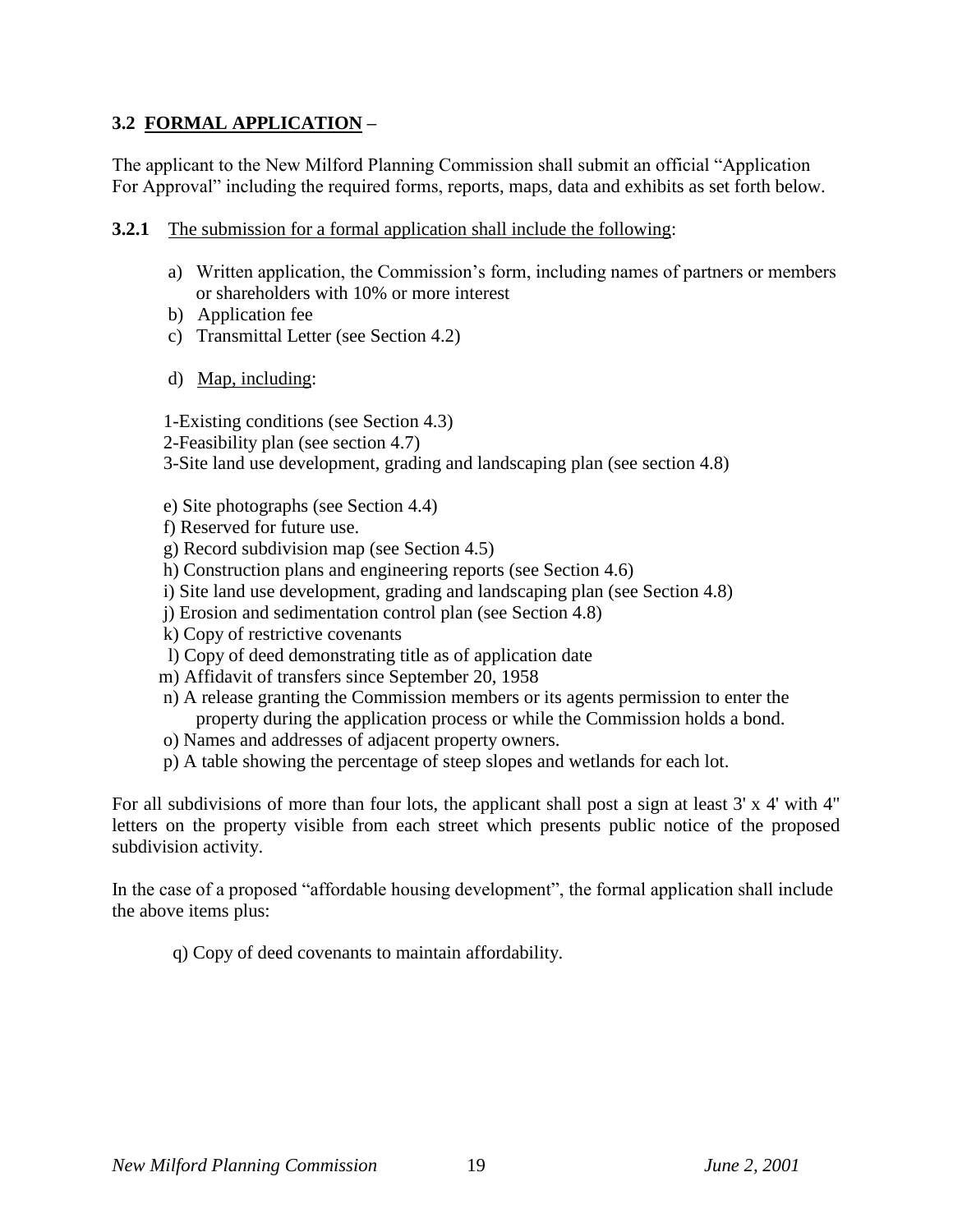### 3.2 <u>FORMAL APPLICATION</u> –

The applicant to the New Milford Planning Commission shall submit an official "Application For Approval" including the required forms, reports, maps, data and exhibits as set forth below.

**3.2.1** <u>The submission for a formal application shall include the following</u>:

a) Written application, the Commission's form, including names of partners or members or shareholders with 10% or more interest
b) Application fee
c) Transmittal Letter (see Section 4.2)

d) <u>Map, including</u>:

1-Existing conditions (see Section 4.3)
2-Feasibility plan (see section 4.7)
3-Site land use development, grading and landscaping plan (see section 4.8)

e) Site photographs (see Section 4.4)
f) Reserved for future use.
g) Record subdivision map (see Section 4.5)
h) Construction plans and engineering reports (see Section 4.6)
i) Site land use development, grading and landscaping plan (see Section 4.8)
j) Erosion and sedimentation control plan (see Section 4.8)
k) Copy of restrictive covenants
l) Copy of deed demonstrating title as of application date
m) Affidavit of transfers since September 20, 1958
n) A release granting the Commission members or its agents permission to enter the property during the application process or while the Commission holds a bond.
o) Names and addresses of adjacent property owners.
p) A table showing the percentage of steep slopes and wetlands for each lot.

For all subdivisions of more than four lots, the applicant shall post a sign at least 3' x 4' with 4" letters on the property visible from each street which presents public notice of the proposed subdivision activity.

In the case of a proposed "affordable housing development", the formal application shall include the above items plus:

q) Copy of deed covenants to maintain affordability.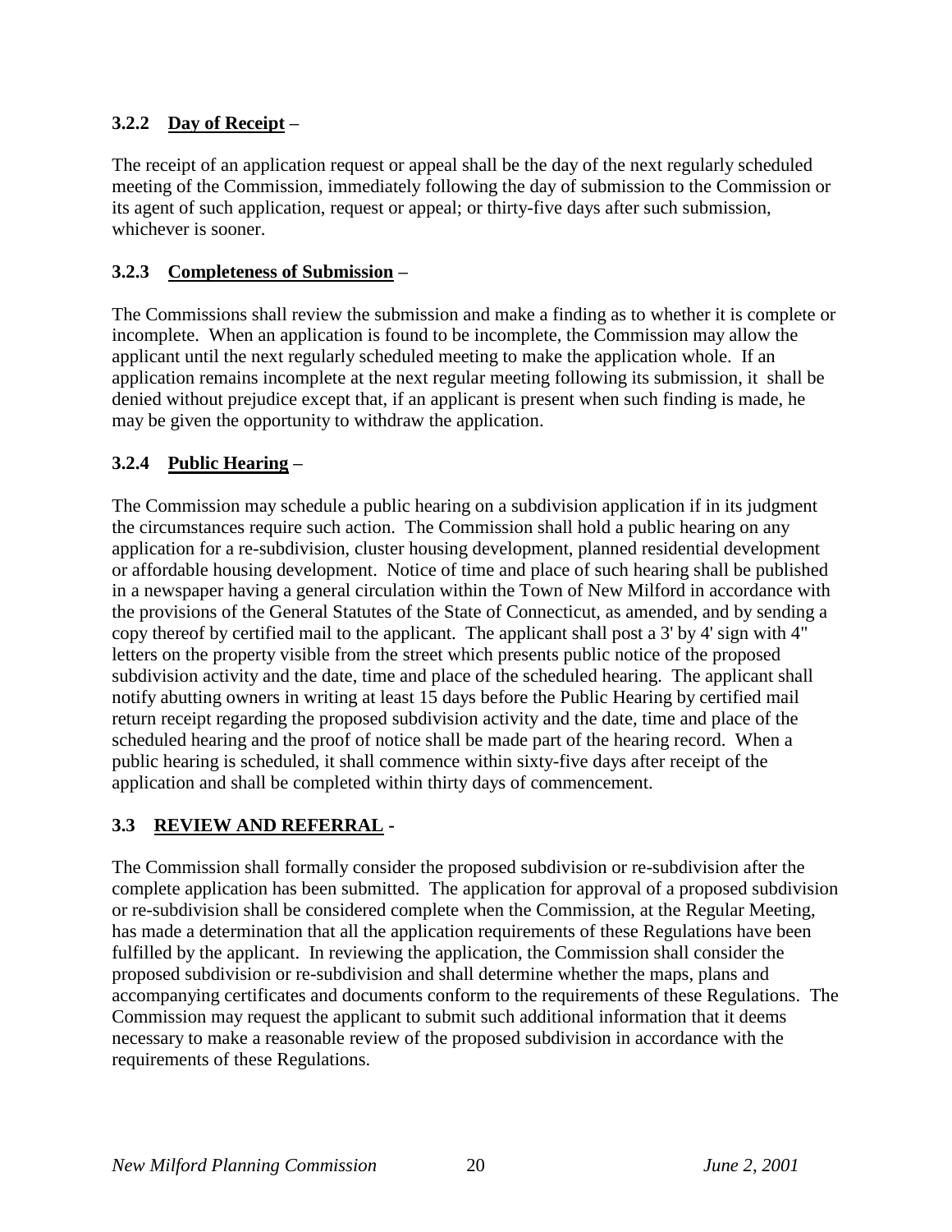### 3.2.2 Day of Receipt –

The receipt of an application request or appeal shall be the day of the next regularly scheduled meeting of the Commission, immediately following the day of submission to the Commission or its agent of such application, request or appeal; or thirty-five days after such submission, whichever is sooner.

### 3.2.3 Completeness of Submission –

The Commissions shall review the submission and make a finding as to whether it is complete or incomplete. When an application is found to be incomplete, the Commission may allow the applicant until the next regularly scheduled meeting to make the application whole. If an application remains incomplete at the next regular meeting following its submission, it shall be denied without prejudice except that, if an applicant is present when such finding is made, he may be given the opportunity to withdraw the application.

### 3.2.4 Public Hearing –

The Commission may schedule a public hearing on a subdivision application if in its judgment the circumstances require such action. The Commission shall hold a public hearing on any application for a re-subdivision, cluster housing development, planned residential development or affordable housing development. Notice of time and place of such hearing shall be published in a newspaper having a general circulation within the Town of New Milford in accordance with the provisions of the General Statutes of the State of Connecticut, as amended, and by sending a copy thereof by certified mail to the applicant. The applicant shall post a 3' by 4' sign with 4" letters on the property visible from the street which presents public notice of the proposed subdivision activity and the date, time and place of the scheduled hearing. The applicant shall notify abutting owners in writing at least 15 days before the Public Hearing by certified mail return receipt regarding the proposed subdivision activity and the date, time and place of the scheduled hearing and the proof of notice shall be made part of the hearing record. When a public hearing is scheduled, it shall commence within sixty-five days after receipt of the application and shall be completed within thirty days of commencement.

## 3.3 REVIEW AND REFERRAL -

The Commission shall formally consider the proposed subdivision or re-subdivision after the complete application has been submitted. The application for approval of a proposed subdivision or re-subdivision shall be considered complete when the Commission, at the Regular Meeting, has made a determination that all the application requirements of these Regulations have been fulfilled by the applicant. In reviewing the application, the Commission shall consider the proposed subdivision or re-subdivision and shall determine whether the maps, plans and accompanying certificates and documents conform to the requirements of these Regulations. The Commission may request the applicant to submit such additional information that it deems necessary to make a reasonable review of the proposed subdivision in accordance with the requirements of these Regulations.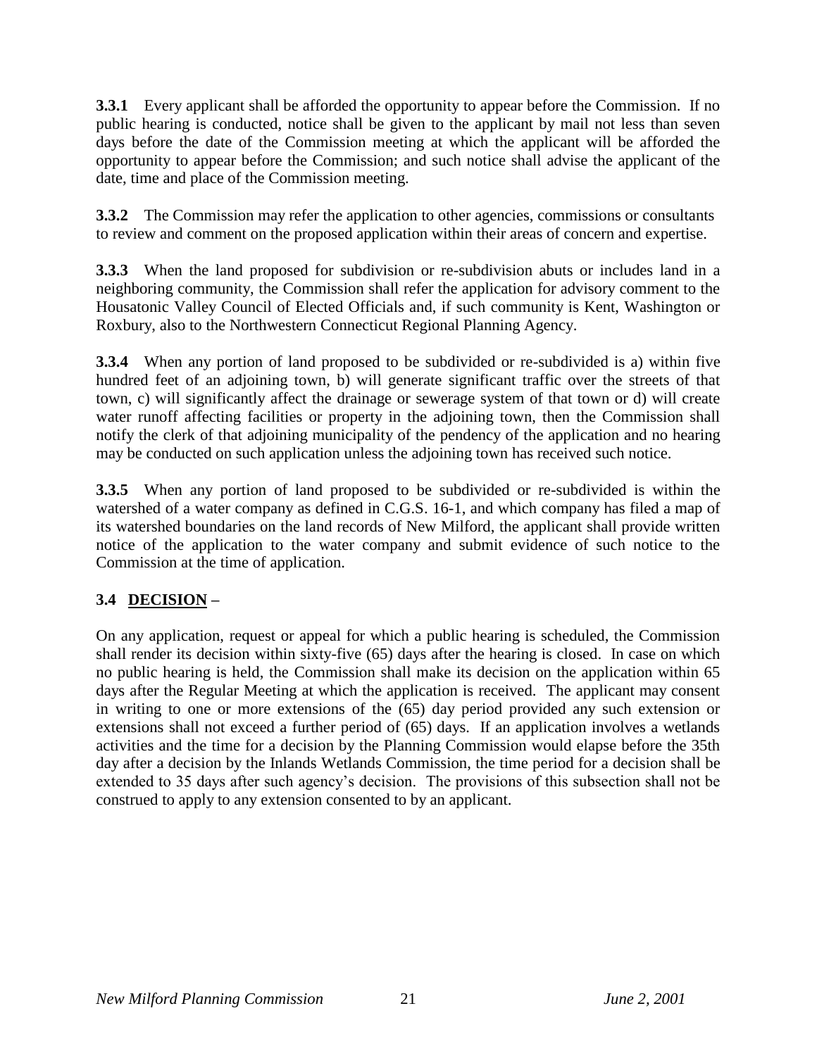**3.3.1** Every applicant shall be afforded the opportunity to appear before the Commission. If no public hearing is conducted, notice shall be given to the applicant by mail not less than seven days before the date of the Commission meeting at which the applicant will be afforded the opportunity to appear before the Commission; and such notice shall advise the applicant of the date, time and place of the Commission meeting.

**3.3.2** The Commission may refer the application to other agencies, commissions or consultants to review and comment on the proposed application within their areas of concern and expertise.

**3.3.3** When the land proposed for subdivision or re-subdivision abuts or includes land in a neighboring community, the Commission shall refer the application for advisory comment to the Housatonic Valley Council of Elected Officials and, if such community is Kent, Washington or Roxbury, also to the Northwestern Connecticut Regional Planning Agency.

**3.3.4** When any portion of land proposed to be subdivided or re-subdivided is a) within five hundred feet of an adjoining town, b) will generate significant traffic over the streets of that town, c) will significantly affect the drainage or sewerage system of that town or d) will create water runoff affecting facilities or property in the adjoining town, then the Commission shall notify the clerk of that adjoining municipality of the pendency of the application and no hearing may be conducted on such application unless the adjoining town has received such notice.

**3.3.5** When any portion of land proposed to be subdivided or re-subdivided is within the watershed of a water company as defined in C.G.S. 16-1, and which company has filed a map of its watershed boundaries on the land records of New Milford, the applicant shall provide written notice of the application to the water company and submit evidence of such notice to the Commission at the time of application.

### 3.4 <u>DECISION</u> –

On any application, request or appeal for which a public hearing is scheduled, the Commission shall render its decision within sixty-five (65) days after the hearing is closed. In case on which no public hearing is held, the Commission shall make its decision on the application within 65 days after the Regular Meeting at which the application is received. The applicant may consent in writing to one or more extensions of the (65) day period provided any such extension or extensions shall not exceed a further period of (65) days. If an application involves a wetlands activities and the time for a decision by the Planning Commission would elapse before the 35th day after a decision by the Inlands Wetlands Commission, the time period for a decision shall be extended to 35 days after such agency's decision. The provisions of this subsection shall not be construed to apply to any extension consented to by an applicant.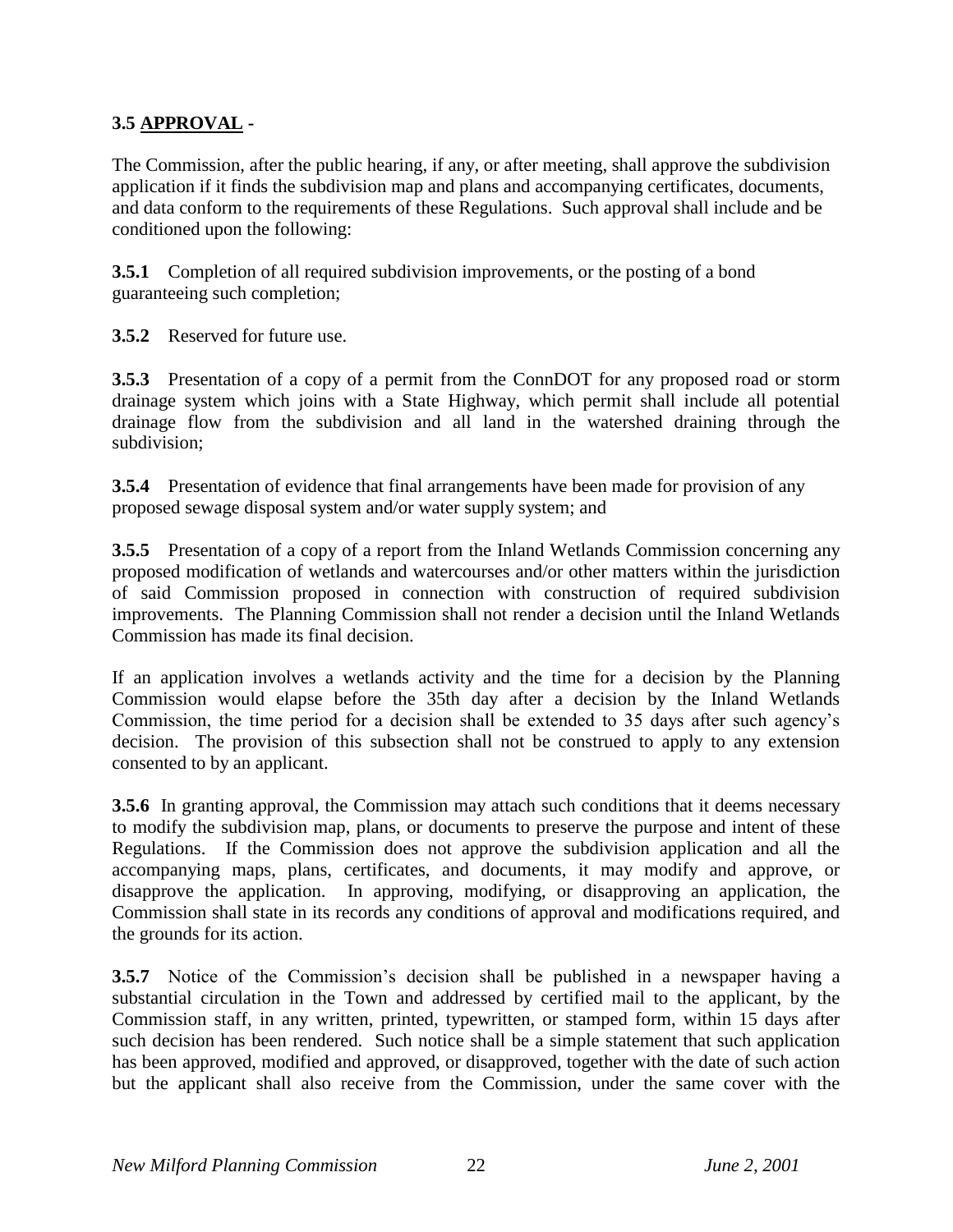**3.5 APPROVAL -**

The Commission, after the public hearing, if any, or after meeting, shall approve the subdivision application if it finds the subdivision map and plans and accompanying certificates, documents, and data conform to the requirements of these Regulations. Such approval shall include and be conditioned upon the following:

**3.5.1** Completion of all required subdivision improvements, or the posting of a bond guaranteeing such completion;

**3.5.2** Reserved for future use.

**3.5.3** Presentation of a copy of a permit from the ConnDOT for any proposed road or storm drainage system which joins with a State Highway, which permit shall include all potential drainage flow from the subdivision and all land in the watershed draining through the subdivision;

**3.5.4** Presentation of evidence that final arrangements have been made for provision of any proposed sewage disposal system and/or water supply system; and

**3.5.5** Presentation of a copy of a report from the Inland Wetlands Commission concerning any proposed modification of wetlands and watercourses and/or other matters within the jurisdiction of said Commission proposed in connection with construction of required subdivision improvements. The Planning Commission shall not render a decision until the Inland Wetlands Commission has made its final decision.

If an application involves a wetlands activity and the time for a decision by the Planning Commission would elapse before the 35th day after a decision by the Inland Wetlands Commission, the time period for a decision shall be extended to 35 days after such agency's decision. The provision of this subsection shall not be construed to apply to any extension consented to by an applicant.

**3.5.6** In granting approval, the Commission may attach such conditions that it deems necessary to modify the subdivision map, plans, or documents to preserve the purpose and intent of these Regulations. If the Commission does not approve the subdivision application and all the accompanying maps, plans, certificates, and documents, it may modify and approve, or disapprove the application. In approving, modifying, or disapproving an application, the Commission shall state in its records any conditions of approval and modifications required, and the grounds for its action.

**3.5.7** Notice of the Commission's decision shall be published in a newspaper having a substantial circulation in the Town and addressed by certified mail to the applicant, by the Commission staff, in any written, printed, typewritten, or stamped form, within 15 days after such decision has been rendered. Such notice shall be a simple statement that such application has been approved, modified and approved, or disapproved, together with the date of such action but the applicant shall also receive from the Commission, under the same cover with the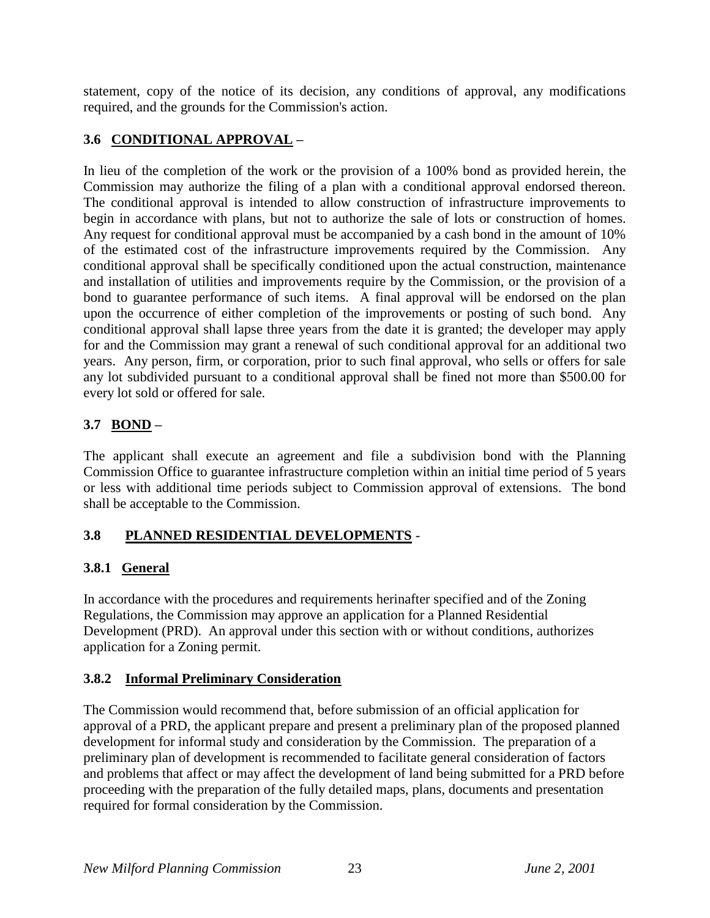statement, copy of the notice of its decision, any conditions of approval, any modifications required, and the grounds for the Commission's action.

### 3.6 CONDITIONAL APPROVAL –

In lieu of the completion of the work or the provision of a 100% bond as provided herein, the Commission may authorize the filing of a plan with a conditional approval endorsed thereon. The conditional approval is intended to allow construction of infrastructure improvements to begin in accordance with plans, but not to authorize the sale of lots or construction of homes. Any request for conditional approval must be accompanied by a cash bond in the amount of 10% of the estimated cost of the infrastructure improvements required by the Commission. Any conditional approval shall be specifically conditioned upon the actual construction, maintenance and installation of utilities and improvements require by the Commission, or the provision of a bond to guarantee performance of such items. A final approval will be endorsed on the plan upon the occurrence of either completion of the improvements or posting of such bond. Any conditional approval shall lapse three years from the date it is granted; the developer may apply for and the Commission may grant a renewal of such conditional approval for an additional two years. Any person, firm, or corporation, prior to such final approval, who sells or offers for sale any lot subdivided pursuant to a conditional approval shall be fined not more than $500.00 for every lot sold or offered for sale.

### 3.7 BOND –

The applicant shall execute an agreement and file a subdivision bond with the Planning Commission Office to guarantee infrastructure completion within an initial time period of 5 years or less with additional time periods subject to Commission approval of extensions. The bond shall be acceptable to the Commission.

### 3.8 PLANNED RESIDENTIAL DEVELOPMENTS -

#### 3.8.1 General

In accordance with the procedures and requirements herinafter specified and of the Zoning Regulations, the Commission may approve an application for a Planned Residential Development (PRD). An approval under this section with or without conditions, authorizes application for a Zoning permit.

#### 3.8.2 Informal Preliminary Consideration

The Commission would recommend that, before submission of an official application for approval of a PRD, the applicant prepare and present a preliminary plan of the proposed planned development for informal study and consideration by the Commission. The preparation of a preliminary plan of development is recommended to facilitate general consideration of factors and problems that affect or may affect the development of land being submitted for a PRD before proceeding with the preparation of the fully detailed maps, plans, documents and presentation required for formal consideration by the Commission.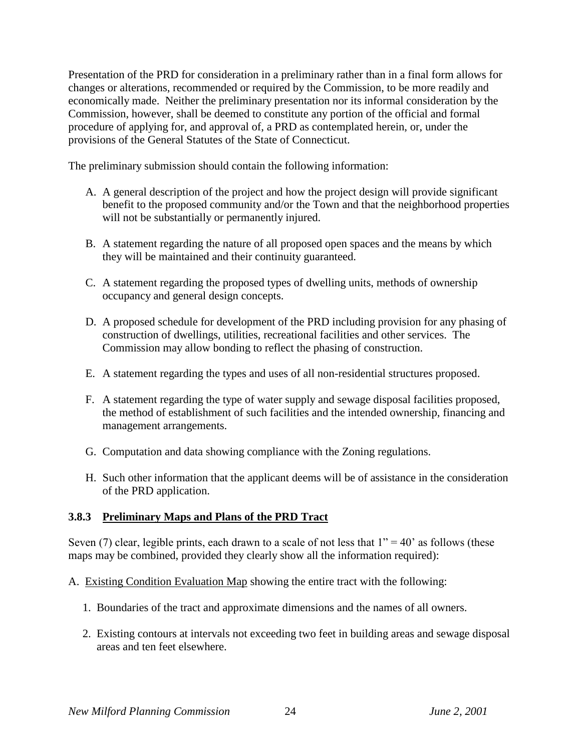Presentation of the PRD for consideration in a preliminary rather than in a final form allows for changes or alterations, recommended or required by the Commission, to be more readily and economically made. Neither the preliminary presentation nor its informal consideration by the Commission, however, shall be deemed to constitute any portion of the official and formal procedure of applying for, and approval of, a PRD as contemplated herein, or, under the provisions of the General Statutes of the State of Connecticut.

The preliminary submission should contain the following information:

A. A general description of the project and how the project design will provide significant benefit to the proposed community and/or the Town and that the neighborhood properties will not be substantially or permanently injured.

B. A statement regarding the nature of all proposed open spaces and the means by which they will be maintained and their continuity guaranteed.

C. A statement regarding the proposed types of dwelling units, methods of ownership occupancy and general design concepts.

D. A proposed schedule for development of the PRD including provision for any phasing of construction of dwellings, utilities, recreational facilities and other services. The Commission may allow bonding to reflect the phasing of construction.

E. A statement regarding the types and uses of all non-residential structures proposed.

F. A statement regarding the type of water supply and sewage disposal facilities proposed, the method of establishment of such facilities and the intended ownership, financing and management arrangements.

G. Computation and data showing compliance with the Zoning regulations.

H. Such other information that the applicant deems will be of assistance in the consideration of the PRD application.

### 3.8.3 Preliminary Maps and Plans of the PRD Tract

Seven (7) clear, legible prints, each drawn to a scale of not less that 1" = 40' as follows (these maps may be combined, provided they clearly show all the information required):

A. Existing Condition Evaluation Map showing the entire tract with the following:

1. Boundaries of the tract and approximate dimensions and the names of all owners.

2. Existing contours at intervals not exceeding two feet in building areas and sewage disposal areas and ten feet elsewhere.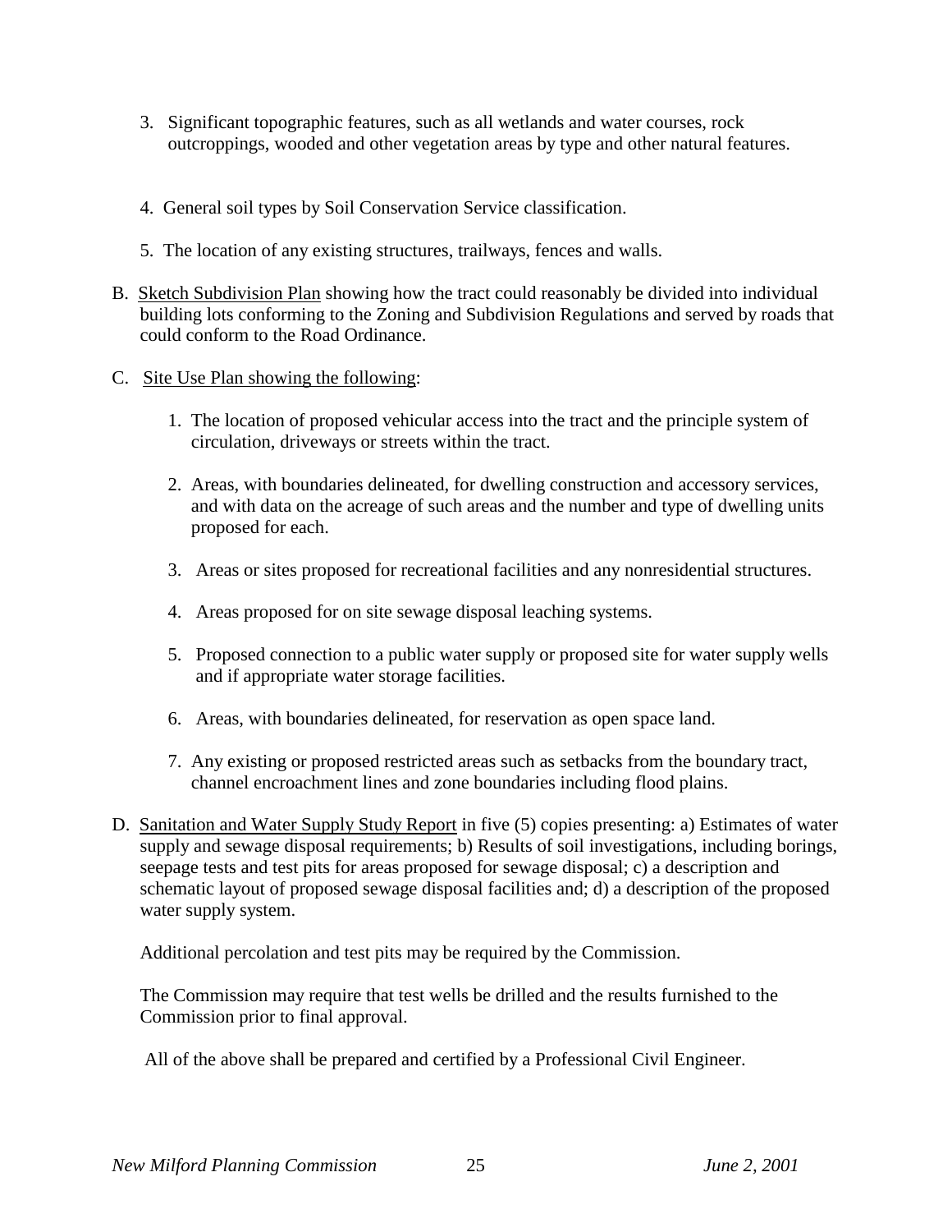3. Significant topographic features, such as all wetlands and water courses, rock outcroppings, wooded and other vegetation areas by type and other natural features.

4. General soil types by Soil Conservation Service classification.

5. The location of any existing structures, trailways, fences and walls.

B. <u>Sketch Subdivision Plan</u> showing how the tract could reasonably be divided into individual building lots conforming to the Zoning and Subdivision Regulations and served by roads that could conform to the Road Ordinance.

C. <u>Site Use Plan showing the following</u>:

1. The location of proposed vehicular access into the tract and the principle system of circulation, driveways or streets within the tract.

2. Areas, with boundaries delineated, for dwelling construction and accessory services, and with data on the acreage of such areas and the number and type of dwelling units proposed for each.

3. Areas or sites proposed for recreational facilities and any nonresidential structures.

4. Areas proposed for on site sewage disposal leaching systems.

5. Proposed connection to a public water supply or proposed site for water supply wells and if appropriate water storage facilities.

6. Areas, with boundaries delineated, for reservation as open space land.

7. Any existing or proposed restricted areas such as setbacks from the boundary tract, channel encroachment lines and zone boundaries including flood plains.

D. <u>Sanitation and Water Supply Study Report</u> in five (5) copies presenting: a) Estimates of water supply and sewage disposal requirements; b) Results of soil investigations, including borings, seepage tests and test pits for areas proposed for sewage disposal; c) a description and schematic layout of proposed sewage disposal facilities and; d) a description of the proposed water supply system.

Additional percolation and test pits may be required by the Commission.

The Commission may require that test wells be drilled and the results furnished to the Commission prior to final approval.

All of the above shall be prepared and certified by a Professional Civil Engineer.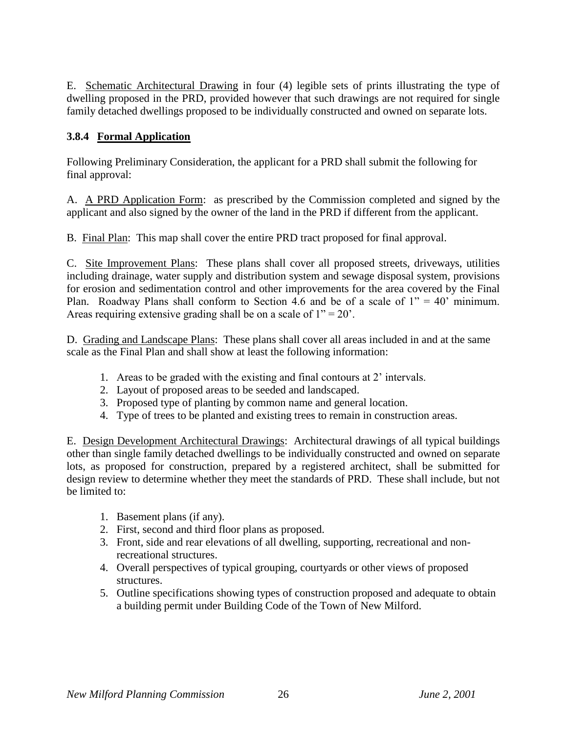E. Schematic Architectural Drawing in four (4) legible sets of prints illustrating the type of dwelling proposed in the PRD, provided however that such drawings are not required for single family detached dwellings proposed to be individually constructed and owned on separate lots.

### 3.8.4 Formal Application

Following Preliminary Consideration, the applicant for a PRD shall submit the following for final approval:

A. A PRD Application Form: as prescribed by the Commission completed and signed by the applicant and also signed by the owner of the land in the PRD if different from the applicant.

B. Final Plan: This map shall cover the entire PRD tract proposed for final approval.

C. Site Improvement Plans: These plans shall cover all proposed streets, driveways, utilities including drainage, water supply and distribution system and sewage disposal system, provisions for erosion and sedimentation control and other improvements for the area covered by the Final Plan. Roadway Plans shall conform to Section 4.6 and be of a scale of 1" = 40' minimum. Areas requiring extensive grading shall be on a scale of 1" = 20'.

D. Grading and Landscape Plans: These plans shall cover all areas included in and at the same scale as the Final Plan and shall show at least the following information:

1. Areas to be graded with the existing and final contours at 2' intervals.
2. Layout of proposed areas to be seeded and landscaped.
3. Proposed type of planting by common name and general location.
4. Type of trees to be planted and existing trees to remain in construction areas.

E. Design Development Architectural Drawings: Architectural drawings of all typical buildings other than single family detached dwellings to be individually constructed and owned on separate lots, as proposed for construction, prepared by a registered architect, shall be submitted for design review to determine whether they meet the standards of PRD. These shall include, but not be limited to:

1. Basement plans (if any).
2. First, second and third floor plans as proposed.
3. Front, side and rear elevations of all dwelling, supporting, recreational and non-recreational structures.
4. Overall perspectives of typical grouping, courtyards or other views of proposed structures.
5. Outline specifications showing types of construction proposed and adequate to obtain a building permit under Building Code of the Town of New Milford.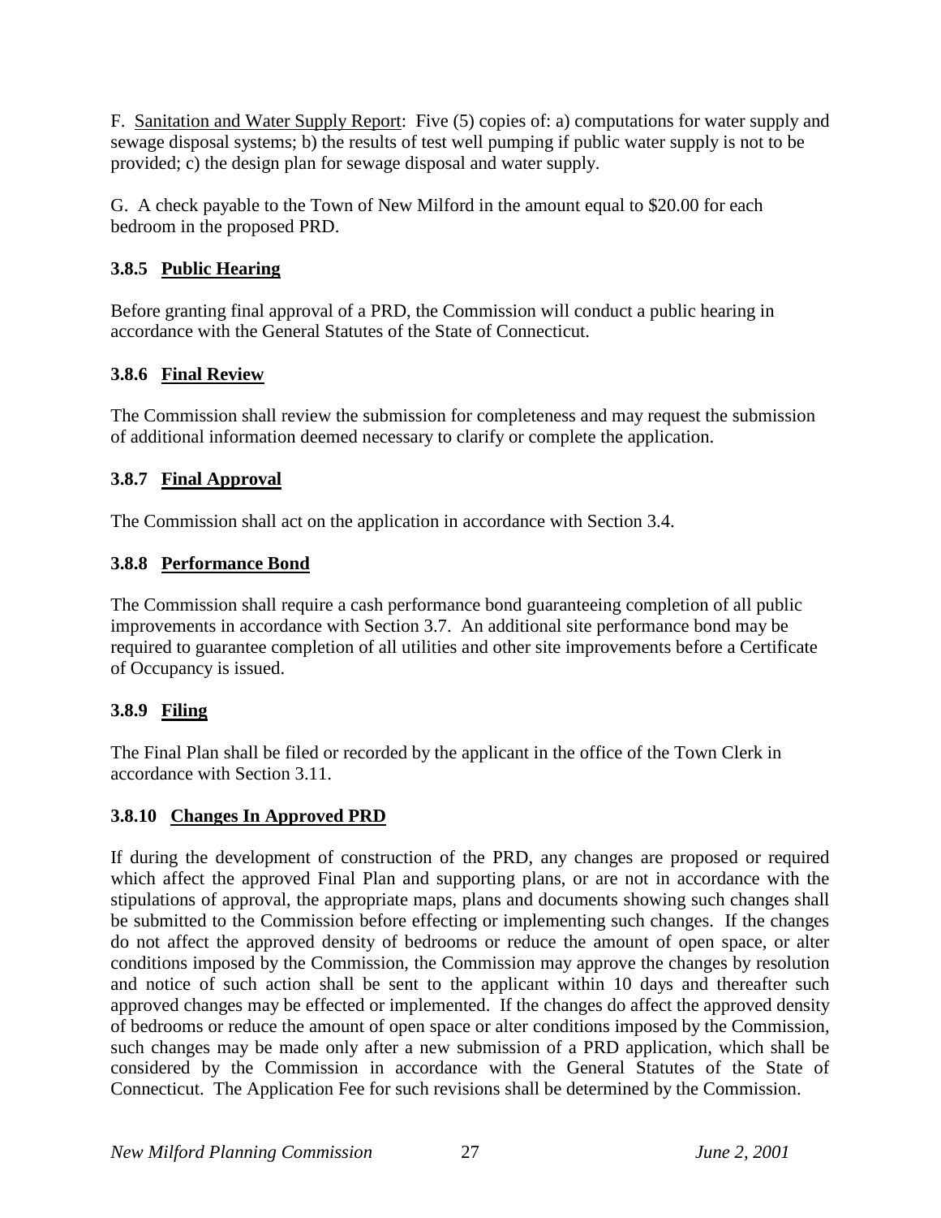F. <u>Sanitation and Water Supply Report</u>: Five (5) copies of: a) computations for water supply and sewage disposal systems; b) the results of test well pumping if public water supply is not to be provided; c) the design plan for sewage disposal and water supply.

G. A check payable to the Town of New Milford in the amount equal to $20.00 for each bedroom in the proposed PRD.

### 3.8.5 Public Hearing

Before granting final approval of a PRD, the Commission will conduct a public hearing in accordance with the General Statutes of the State of Connecticut.

### 3.8.6 Final Review

The Commission shall review the submission for completeness and may request the submission of additional information deemed necessary to clarify or complete the application.

### 3.8.7 Final Approval

The Commission shall act on the application in accordance with Section 3.4.

### 3.8.8 Performance Bond

The Commission shall require a cash performance bond guaranteeing completion of all public improvements in accordance with Section 3.7. An additional site performance bond may be required to guarantee completion of all utilities and other site improvements before a Certificate of Occupancy is issued.

### 3.8.9 Filing

The Final Plan shall be filed or recorded by the applicant in the office of the Town Clerk in accordance with Section 3.11.

### 3.8.10 Changes In Approved PRD

If during the development of construction of the PRD, any changes are proposed or required which affect the approved Final Plan and supporting plans, or are not in accordance with the stipulations of approval, the appropriate maps, plans and documents showing such changes shall be submitted to the Commission before effecting or implementing such changes. If the changes do not affect the approved density of bedrooms or reduce the amount of open space, or alter conditions imposed by the Commission, the Commission may approve the changes by resolution and notice of such action shall be sent to the applicant within 10 days and thereafter such approved changes may be effected or implemented. If the changes do affect the approved density of bedrooms or reduce the amount of open space or alter conditions imposed by the Commission, such changes may be made only after a new submission of a PRD application, which shall be considered by the Commission in accordance with the General Statutes of the State of Connecticut. The Application Fee for such revisions shall be determined by the Commission.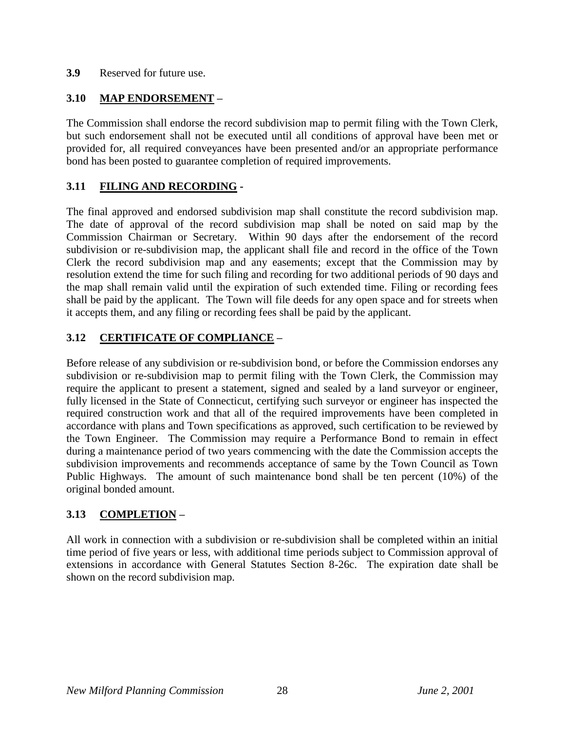**3.9** Reserved for future use.

**3.10 MAP ENDORSEMENT –**

The Commission shall endorse the record subdivision map to permit filing with the Town Clerk, but such endorsement shall not be executed until all conditions of approval have been met or provided for, all required conveyances have been presented and/or an appropriate performance bond has been posted to guarantee completion of required improvements.

**3.11 FILING AND RECORDING -**

The final approved and endorsed subdivision map shall constitute the record subdivision map. The date of approval of the record subdivision map shall be noted on said map by the Commission Chairman or Secretary. Within 90 days after the endorsement of the record subdivision or re-subdivision map, the applicant shall file and record in the office of the Town Clerk the record subdivision map and any easements; except that the Commission may by resolution extend the time for such filing and recording for two additional periods of 90 days and the map shall remain valid until the expiration of such extended time. Filing or recording fees shall be paid by the applicant. The Town will file deeds for any open space and for streets when it accepts them, and any filing or recording fees shall be paid by the applicant.

**3.12 CERTIFICATE OF COMPLIANCE –**

Before release of any subdivision or re-subdivision bond, or before the Commission endorses any subdivision or re-subdivision map to permit filing with the Town Clerk, the Commission may require the applicant to present a statement, signed and sealed by a land surveyor or engineer, fully licensed in the State of Connecticut, certifying such surveyor or engineer has inspected the required construction work and that all of the required improvements have been completed in accordance with plans and Town specifications as approved, such certification to be reviewed by the Town Engineer. The Commission may require a Performance Bond to remain in effect during a maintenance period of two years commencing with the date the Commission accepts the subdivision improvements and recommends acceptance of same by the Town Council as Town Public Highways. The amount of such maintenance bond shall be ten percent (10%) of the original bonded amount.

**3.13 COMPLETION –**

All work in connection with a subdivision or re-subdivision shall be completed within an initial time period of five years or less, with additional time periods subject to Commission approval of extensions in accordance with General Statutes Section 8-26c. The expiration date shall be shown on the record subdivision map.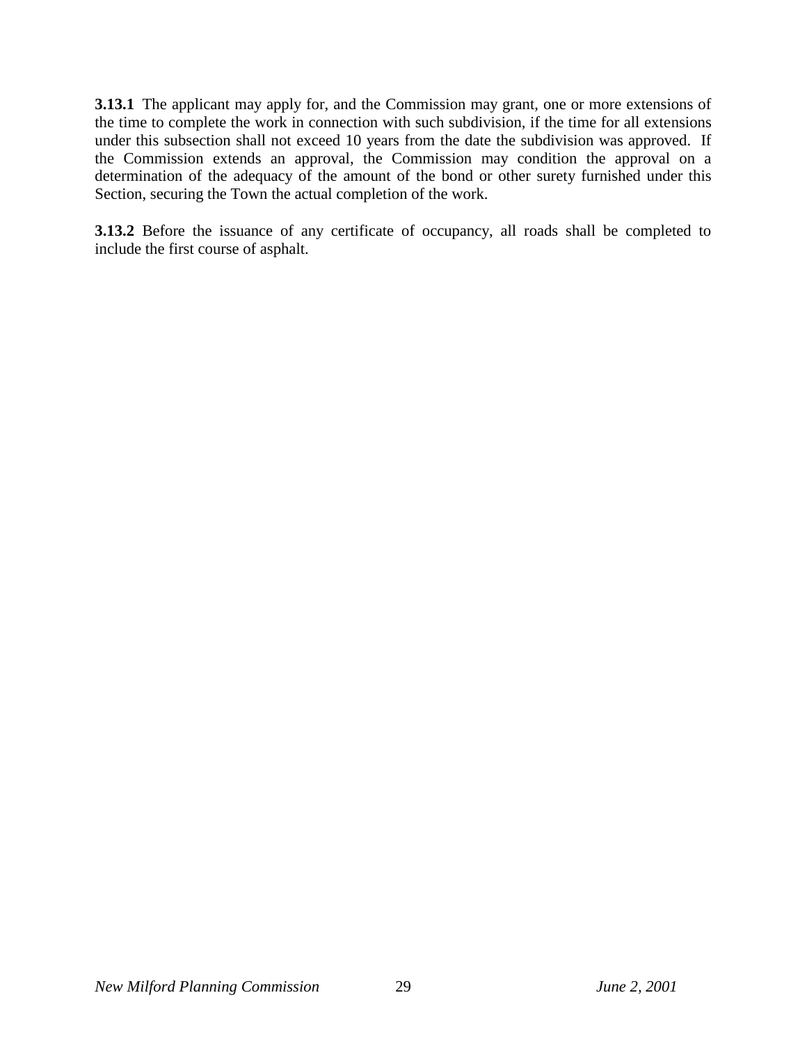**3.13.1** The applicant may apply for, and the Commission may grant, one or more extensions of the time to complete the work in connection with such subdivision, if the time for all extensions under this subsection shall not exceed 10 years from the date the subdivision was approved. If the Commission extends an approval, the Commission may condition the approval on a determination of the adequacy of the amount of the bond or other surety furnished under this Section, securing the Town the actual completion of the work.

**3.13.2** Before the issuance of any certificate of occupancy, all roads shall be completed to include the first course of asphalt.